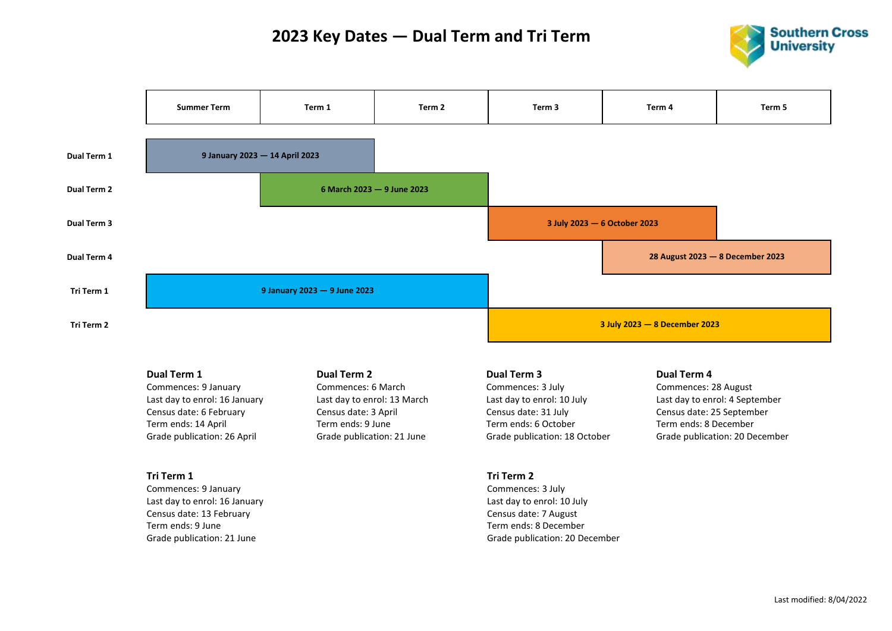# 2023 Key Dates — Dual Term and Tri Term

Southern Cross University

| | Summer Term | Term 1 | Term 2 | Term 3 | Term 4 | Term 5 |
|---|---|---|---|---|---|---|
| Dual Term 1 | 9 January 2023 — 14 April 2023 | | | | | |
| Dual Term 2 | | 6 March 2023 — 9 June 2023 | | | | |
| Dual Term 3 | | | | 3 July 2023 — 6 October 2023 | | |
| Dual Term 4 | | | | | 28 August 2023 — 8 December 2023 | |
| Tri Term 1 | 9 January 2023 — 9 June 2023 | | | | | |
| Tri Term 2 | | | | 3 July 2023 — 8 December 2023 | | |

**Dual Term 1**
Commences: 9 January
Last day to enrol: 16 January
Census date: 6 February
Term ends: 14 April
Grade publication: 26 April

**Dual Term 2**
Commences: 6 March
Last day to enrol: 13 March
Census date: 3 April
Term ends: 9 June
Grade publication: 21 June

**Dual Term 3**
Commences: 3 July
Last day to enrol: 10 July
Census date: 31 July
Term ends: 6 October
Grade publication: 18 October

**Dual Term 4**
Commences: 28 August
Last day to enrol: 4 September
Census date: 25 September
Term ends: 8 December
Grade publication: 20 December

**Tri Term 1**
Commences: 9 January
Last day to enrol: 16 January
Census date: 13 February
Term ends: 9 June
Grade publication: 21 June

**Tri Term 2**
Commences: 3 July
Last day to enrol: 10 July
Census date: 7 August
Term ends: 8 December
Grade publication: 20 December

Last modified: 8/04/2022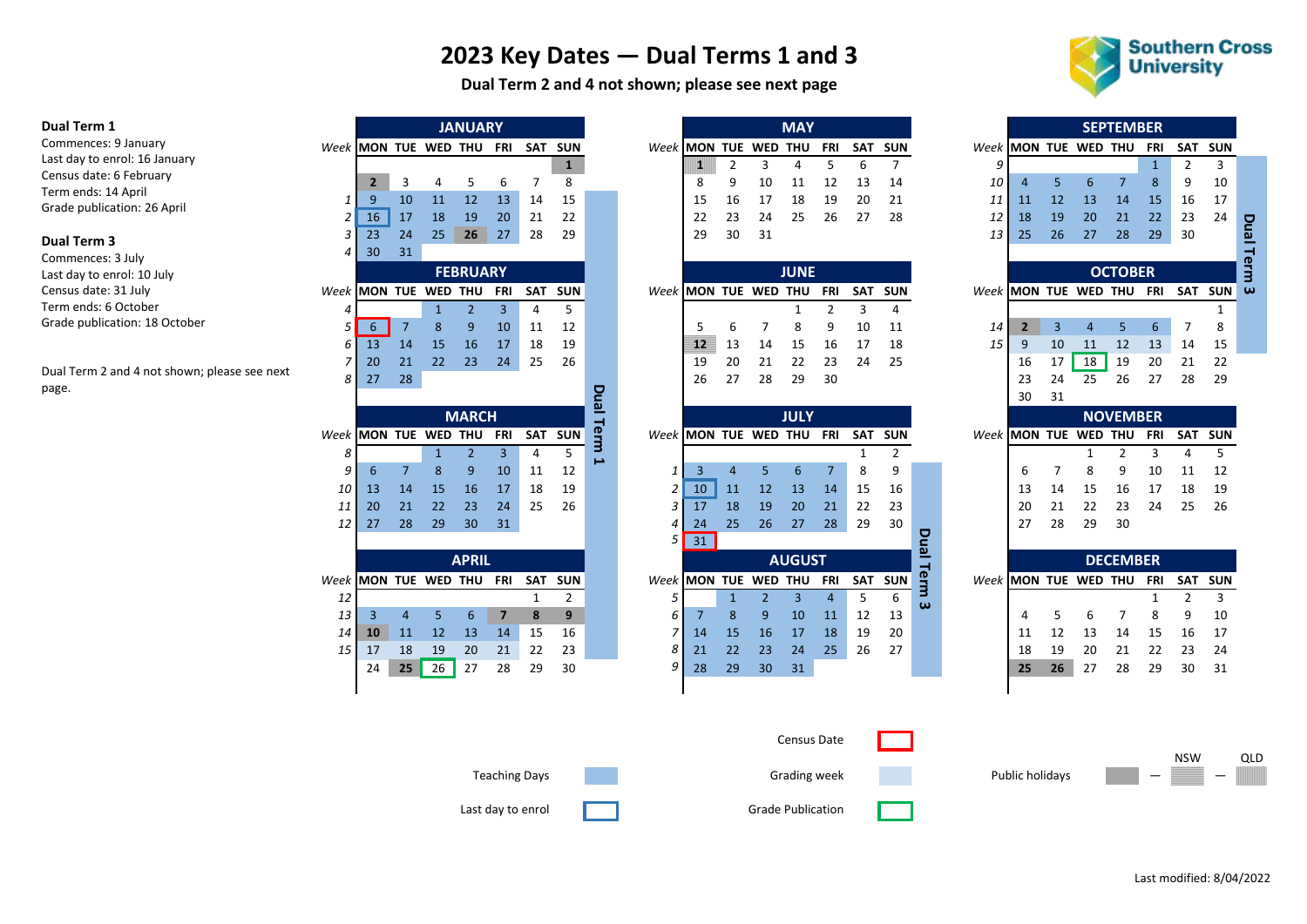# 2023 Key Dates — Dual Terms 1 and 3

**Dual Term 2 and 4 not shown; please see next page**

**Dual Term 1**
Commences: 9 January
Last day to enrol: 16 January
Census date: 6 February
Term ends: 14 April
Grade publication: 26 April

**Dual Term 3**
Commences: 3 July
Last day to enrol: 10 July
Census date: 31 July
Term ends: 6 October
Grade publication: 18 October

Dual Term 2 and 4 not shown; please see next page.

## JANUARY

| Week | MON | TUE | WED | THU | FRI | SAT | SUN |
|---|---|---|---|---|---|---|---|
| | | | | | | | 1 |
| | 2 | 3 | 4 | 5 | 6 | 7 | 8 |
| 1 | 9 | 10 | 11 | 12 | 13 | 14 | 15 |
| 2 | 16 | 17 | 18 | 19 | 20 | 21 | 22 |
| 3 | 23 | 24 | 25 | 26 | 27 | 28 | 29 |
| 4 | 30 | 31 | | | | | |

## FEBRUARY

| Week | MON | TUE | WED | THU | FRI | SAT | SUN |
|---|---|---|---|---|---|---|---|
| 4 | | | 1 | 2 | 3 | 4 | 5 |
| 5 | 6 | 7 | 8 | 9 | 10 | 11 | 12 |
| 6 | 13 | 14 | 15 | 16 | 17 | 18 | 19 |
| 7 | 20 | 21 | 22 | 23 | 24 | 25 | 26 |
| 8 | 27 | 28 | | | | | |

## MARCH

| Week | MON | TUE | WED | THU | FRI | SAT | SUN |
|---|---|---|---|---|---|---|---|
| 8 | | | 1 | 2 | 3 | 4 | 5 |
| 9 | 6 | 7 | 8 | 9 | 10 | 11 | 12 |
| 10 | 13 | 14 | 15 | 16 | 17 | 18 | 19 |
| 11 | 20 | 21 | 22 | 23 | 24 | 25 | 26 |
| 12 | 27 | 28 | 29 | 30 | 31 | | |

## APRIL

| Week | MON | TUE | WED | THU | FRI | SAT | SUN |
|---|---|---|---|---|---|---|---|
| 12 | | | | | | 1 | 2 |
| 13 | 3 | 4 | 5 | 6 | 7 | 8 | 9 |
| 14 | 10 | 11 | 12 | 13 | 14 | 15 | 16 |
| 15 | 17 | 18 | 19 | 20 | 21 | 22 | 23 |
| | 24 | 25 | 26 | 27 | 28 | 29 | 30 |

Dual Term 1

## MAY

| Week | MON | TUE | WED | THU | FRI | SAT | SUN |
|---|---|---|---|---|---|---|---|
| | 1 | 2 | 3 | 4 | 5 | 6 | 7 |
| | 8 | 9 | 10 | 11 | 12 | 13 | 14 |
| | 15 | 16 | 17 | 18 | 19 | 20 | 21 |
| | 22 | 23 | 24 | 25 | 26 | 27 | 28 |
| | 29 | 30 | 31 | | | | |

## JUNE

| Week | MON | TUE | WED | THU | FRI | SAT | SUN |
|---|---|---|---|---|---|---|---|
| | | | | 1 | 2 | 3 | 4 |
| | 5 | 6 | 7 | 8 | 9 | 10 | 11 |
| | 12 | 13 | 14 | 15 | 16 | 17 | 18 |
| | 19 | 20 | 21 | 22 | 23 | 24 | 25 |
| | 26 | 27 | 28 | 29 | 30 | | |

## JULY

| Week | MON | TUE | WED | THU | FRI | SAT | SUN |
|---|---|---|---|---|---|---|---|
| | | | | | | 1 | 2 |
| 1 | 3 | 4 | 5 | 6 | 7 | 8 | 9 |
| 2 | 10 | 11 | 12 | 13 | 14 | 15 | 16 |
| 3 | 17 | 18 | 19 | 20 | 21 | 22 | 23 |
| 4 | 24 | 25 | 26 | 27 | 28 | 29 | 30 |
| 5 | 31 | | | | | | |

## AUGUST

| Week | MON | TUE | WED | THU | FRI | SAT | SUN |
|---|---|---|---|---|---|---|---|
| 5 | | 1 | 2 | 3 | 4 | 5 | 6 |
| 6 | 7 | 8 | 9 | 10 | 11 | 12 | 13 |
| 7 | 14 | 15 | 16 | 17 | 18 | 19 | 20 |
| 8 | 21 | 22 | 23 | 24 | 25 | 26 | 27 |
| 9 | 28 | 29 | 30 | 31 | | | |

## SEPTEMBER

| Week | MON | TUE | WED | THU | FRI | SAT | SUN |
|---|---|---|---|---|---|---|---|
| 9 | | | | | 1 | 2 | 3 |
| 10 | 4 | 5 | 6 | 7 | 8 | 9 | 10 |
| 11 | 11 | 12 | 13 | 14 | 15 | 16 | 17 |
| 12 | 18 | 19 | 20 | 21 | 22 | 23 | 24 |
| 13 | 25 | 26 | 27 | 28 | 29 | 30 | |

## OCTOBER

| Week | MON | TUE | WED | THU | FRI | SAT | SUN |
|---|---|---|---|---|---|---|---|
| | | | | | | | 1 |
| 14 | 2 | 3 | 4 | 5 | 6 | 7 | 8 |
| 15 | 9 | 10 | 11 | 12 | 13 | 14 | 15 |
| | 16 | 17 | 18 | 19 | 20 | 21 | 22 |
| | 23 | 24 | 25 | 26 | 27 | 28 | 29 |
| | 30 | 31 | | | | | |

Dual Term 3

## NOVEMBER

| Week | MON | TUE | WED | THU | FRI | SAT | SUN |
|---|---|---|---|---|---|---|---|
| | | | 1 | 2 | 3 | 4 | 5 |
| | 6 | 7 | 8 | 9 | 10 | 11 | 12 |
| | 13 | 14 | 15 | 16 | 17 | 18 | 19 |
| | 20 | 21 | 22 | 23 | 24 | 25 | 26 |
| | 27 | 28 | 29 | 30 | | | |

## DECEMBER

| Week | MON | TUE | WED | THU | FRI | SAT | SUN |
|---|---|---|---|---|---|---|---|
| | | | | | 1 | 2 | 3 |
| | 4 | 5 | 6 | 7 | 8 | 9 | 10 |
| | 11 | 12 | 13 | 14 | 15 | 16 | 17 |
| | 18 | 19 | 20 | 21 | 22 | 23 | 24 |
| | 25 | 26 | 27 | 28 | 29 | 30 | 31 |

Teaching Days
Last day to enrol
Census Date
Grading week
Grade Publication
Public holidays — NSW — QLD

Last modified: 8/04/2022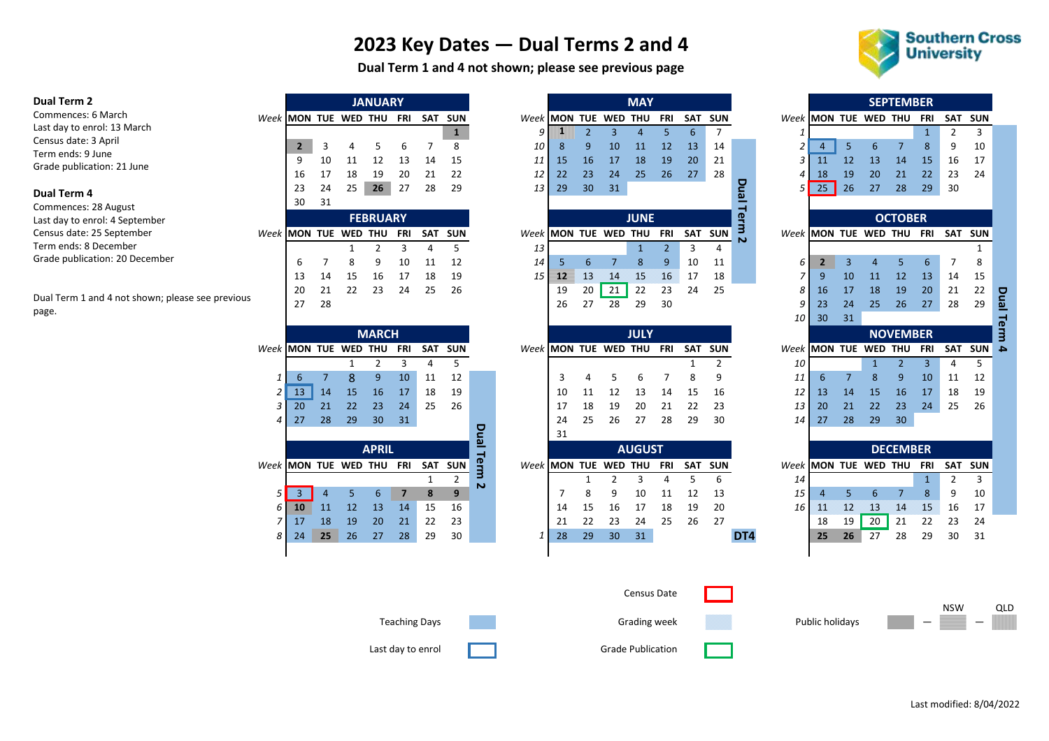# 2023 Key Dates — Dual Terms 2 and 4

**Dual Term 1 and 4 not shown; please see previous page**

**Dual Term 2**
Commences: 6 March
Last day to enrol: 13 March
Census date: 3 April
Term ends: 9 June
Grade publication: 21 June

**Dual Term 4**
Commences: 28 August
Last day to enrol: 4 September
Census date: 25 September
Term ends: 8 December
Grade publication: 20 December

Dual Term 1 and 4 not shown; please see previous page.

### JANUARY

| Week | MON | TUE | WED | THU | FRI | SAT | SUN |
|---|---|---|---|---|---|---|---|
| | | | | | | | 1 |
| | 2 | 3 | 4 | 5 | 6 | 7 | 8 |
| | 9 | 10 | 11 | 12 | 13 | 14 | 15 |
| | 16 | 17 | 18 | 19 | 20 | 21 | 22 |
| | 23 | 24 | 25 | 26 | 27 | 28 | 29 |
| | 30 | 31 | | | | | |

### FEBRUARY

| Week | MON | TUE | WED | THU | FRI | SAT | SUN |
|---|---|---|---|---|---|---|---|
| | | | 1 | 2 | 3 | 4 | 5 |
| | 6 | 7 | 8 | 9 | 10 | 11 | 12 |
| | 13 | 14 | 15 | 16 | 17 | 18 | 19 |
| | 20 | 21 | 22 | 23 | 24 | 25 | 26 |
| | 27 | 28 | | | | | |

### MARCH

| Week | MON | TUE | WED | THU | FRI | SAT | SUN |
|---|---|---|---|---|---|---|---|
| | | | 1 | 2 | 3 | 4 | 5 |
| 1 | 6 | 7 | 8 | 9 | 10 | 11 | 12 |
| 2 | 13 | 14 | 15 | 16 | 17 | 18 | 19 |
| 3 | 20 | 21 | 22 | 23 | 24 | 25 | 26 |
| 4 | 27 | 28 | 29 | 30 | 31 | | |

### APRIL

| Week | MON | TUE | WED | THU | FRI | SAT | SUN |
|---|---|---|---|---|---|---|---|
| | | | | | | 1 | 2 |
| 5 | 3 | 4 | 5 | 6 | 7 | 8 | 9 |
| 6 | 10 | 11 | 12 | 13 | 14 | 15 | 16 |
| 7 | 17 | 18 | 19 | 20 | 21 | 22 | 23 |
| 8 | 24 | 25 | 26 | 27 | 28 | 29 | 30 |

### MAY

| Week | MON | TUE | WED | THU | FRI | SAT | SUN |
|---|---|---|---|---|---|---|---|
| 9 | 1 | 2 | 3 | 4 | 5 | 6 | 7 |
| 10 | 8 | 9 | 10 | 11 | 12 | 13 | 14 |
| 11 | 15 | 16 | 17 | 18 | 19 | 20 | 21 |
| 12 | 22 | 23 | 24 | 25 | 26 | 27 | 28 |
| 13 | 29 | 30 | 31 | | | | |

### JUNE

| Week | MON | TUE | WED | THU | FRI | SAT | SUN |
|---|---|---|---|---|---|---|---|
| 13 | | | | 1 | 2 | 3 | 4 |
| 14 | 5 | 6 | 7 | 8 | 9 | 10 | 11 |
| 15 | 12 | 13 | 14 | 15 | 16 | 17 | 18 |
| | 19 | 20 | 21 | 22 | 23 | 24 | 25 |
| | 26 | 27 | 28 | 29 | 30 | | |

Dual Term 2

### JULY

| Week | MON | TUE | WED | THU | FRI | SAT | SUN |
|---|---|---|---|---|---|---|---|
| | | | | | | 1 | 2 |
| | 3 | 4 | 5 | 6 | 7 | 8 | 9 |
| | 10 | 11 | 12 | 13 | 14 | 15 | 16 |
| | 17 | 18 | 19 | 20 | 21 | 22 | 23 |
| | 24 | 25 | 26 | 27 | 28 | 29 | 30 |
| | 31 | | | | | | |

### AUGUST

| Week | MON | TUE | WED | THU | FRI | SAT | SUN |
|---|---|---|---|---|---|---|---|
| | | 1 | 2 | 3 | 4 | 5 | 6 |
| | 7 | 8 | 9 | 10 | 11 | 12 | 13 |
| | 14 | 15 | 16 | 17 | 18 | 19 | 20 |
| | 21 | 22 | 23 | 24 | 25 | 26 | 27 |
| 1 | 28 | 29 | 30 | 31 | | | |

DT4

### SEPTEMBER

| Week | MON | TUE | WED | THU | FRI | SAT | SUN |
|---|---|---|---|---|---|---|---|
| 1 | | | | | 1 | 2 | 3 |
| 2 | 4 | 5 | 6 | 7 | 8 | 9 | 10 |
| 3 | 11 | 12 | 13 | 14 | 15 | 16 | 17 |
| 4 | 18 | 19 | 20 | 21 | 22 | 23 | 24 |
| 5 | 25 | 26 | 27 | 28 | 29 | 30 | |

### OCTOBER

| Week | MON | TUE | WED | THU | FRI | SAT | SUN |
|---|---|---|---|---|---|---|---|
| | | | | | | | 1 |
| 6 | 2 | 3 | 4 | 5 | 6 | 7 | 8 |
| 7 | 9 | 10 | 11 | 12 | 13 | 14 | 15 |
| 8 | 16 | 17 | 18 | 19 | 20 | 21 | 22 |
| 9 | 23 | 24 | 25 | 26 | 27 | 28 | 29 |
| 10 | 30 | 31 | | | | | |

### NOVEMBER

| Week | MON | TUE | WED | THU | FRI | SAT | SUN |
|---|---|---|---|---|---|---|---|
| 10 | | | 1 | 2 | 3 | 4 | 5 |
| 11 | 6 | 7 | 8 | 9 | 10 | 11 | 12 |
| 12 | 13 | 14 | 15 | 16 | 17 | 18 | 19 |
| 13 | 20 | 21 | 22 | 23 | 24 | 25 | 26 |
| 14 | 27 | 28 | 29 | 30 | | | |

### DECEMBER

| Week | MON | TUE | WED | THU | FRI | SAT | SUN |
|---|---|---|---|---|---|---|---|
| 14 | | | | | 1 | 2 | 3 |
| 15 | 4 | 5 | 6 | 7 | 8 | 9 | 10 |
| 16 | 11 | 12 | 13 | 14 | 15 | 16 | 17 |
| | 18 | 19 | 20 | 21 | 22 | 23 | 24 |
| | 25 | 26 | 27 | 28 | 29 | 30 | 31 |

Dual Term 4

**Legend:**

- Teaching Days
- Last day to enrol
- Census Date
- Grading week
- Grade Publication
- Public holidays — NSW — QLD

Last modified: 8/04/2022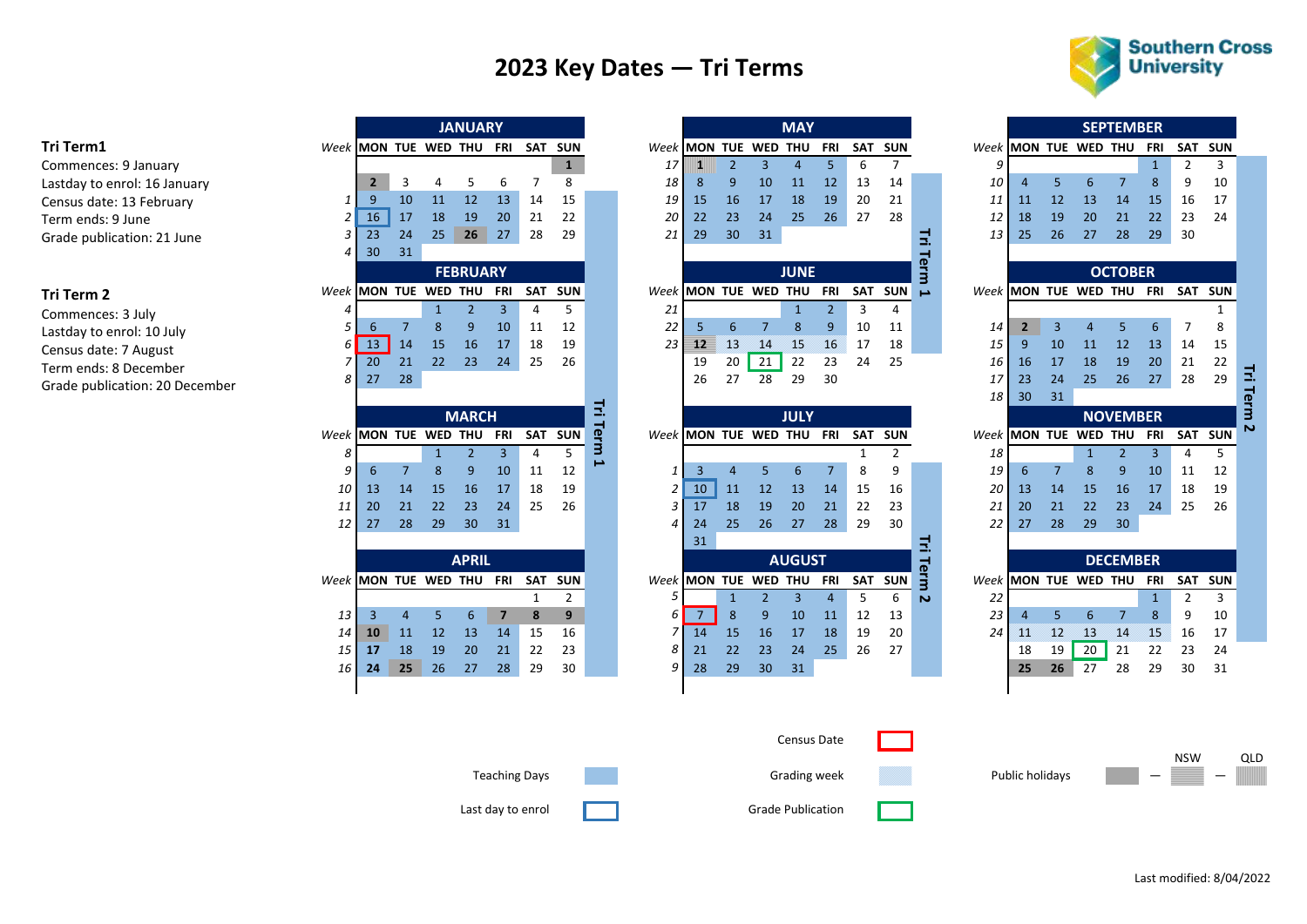# 2023 Key Dates — Tri Terms

Southern Cross University

**Tri Term1**

Commences: 9 January
Lastday to enrol: 16 January
Census date: 13 February
Term ends: 9 June
Grade publication: 21 June

**Tri Term 2**

Commences: 3 July
Lastday to enrol: 10 July
Census date: 7 August
Term ends: 8 December
Grade publication: 20 December

**JANUARY**

| Week | MON | TUE | WED | THU | FRI | SAT | SUN |
|---|---|---|---|---|---|---|---|
| | | | | | | | 1 |
| | 2 | 3 | 4 | 5 | 6 | 7 | 8 |
| 1 | 9 | 10 | 11 | 12 | 13 | 14 | 15 |
| 2 | 16 | 17 | 18 | 19 | 20 | 21 | 22 |
| 3 | 23 | 24 | 25 | 26 | 27 | 28 | 29 |
| 4 | 30 | 31 | | | | | |

**FEBRUARY**

| Week | MON | TUE | WED | THU | FRI | SAT | SUN |
|---|---|---|---|---|---|---|---|
| 4 | | | 1 | 2 | 3 | 4 | 5 |
| 5 | 6 | 7 | 8 | 9 | 10 | 11 | 12 |
| 6 | 13 | 14 | 15 | 16 | 17 | 18 | 19 |
| 7 | 20 | 21 | 22 | 23 | 24 | 25 | 26 |
| 8 | 27 | 28 | | | | | |

**MARCH**

| Week | MON | TUE | WED | THU | FRI | SAT | SUN |
|---|---|---|---|---|---|---|---|
| 8 | | | 1 | 2 | 3 | 4 | 5 |
| 9 | 6 | 7 | 8 | 9 | 10 | 11 | 12 |
| 10 | 13 | 14 | 15 | 16 | 17 | 18 | 19 |
| 11 | 20 | 21 | 22 | 23 | 24 | 25 | 26 |
| 12 | 27 | 28 | 29 | 30 | 31 | | |

**APRIL**

| Week | MON | TUE | WED | THU | FRI | SAT | SUN |
|---|---|---|---|---|---|---|---|
| | | | | | | 1 | 2 |
| 13 | 3 | 4 | 5 | 6 | 7 | 8 | 9 |
| 14 | 10 | 11 | 12 | 13 | 14 | 15 | 16 |
| 15 | 17 | 18 | 19 | 20 | 21 | 22 | 23 |
| 16 | 24 | 25 | 26 | 27 | 28 | 29 | 30 |

Tri Term 1

**MAY**

| Week | MON | TUE | WED | THU | FRI | SAT | SUN |
|---|---|---|---|---|---|---|---|
| 17 | 1 | 2 | 3 | 4 | 5 | 6 | 7 |
| 18 | 8 | 9 | 10 | 11 | 12 | 13 | 14 |
| 19 | 15 | 16 | 17 | 18 | 19 | 20 | 21 |
| 20 | 22 | 23 | 24 | 25 | 26 | 27 | 28 |
| 21 | 29 | 30 | 31 | | | | |

**JUNE**

| Week | MON | TUE | WED | THU | FRI | SAT | SUN |
|---|---|---|---|---|---|---|---|
| 21 | | | | 1 | 2 | 3 | 4 |
| 22 | 5 | 6 | 7 | 8 | 9 | 10 | 11 |
| 23 | 12 | 13 | 14 | 15 | 16 | 17 | 18 |
| | 19 | 20 | 21 | 22 | 23 | 24 | 25 |
| | 26 | 27 | 28 | 29 | 30 | | |

Tri Term 1

**JULY**

| Week | MON | TUE | WED | THU | FRI | SAT | SUN |
|---|---|---|---|---|---|---|---|
| | | | | | | 1 | 2 |
| 1 | 3 | 4 | 5 | 6 | 7 | 8 | 9 |
| 2 | 10 | 11 | 12 | 13 | 14 | 15 | 16 |
| 3 | 17 | 18 | 19 | 20 | 21 | 22 | 23 |
| 4 | 24 | 25 | 26 | 27 | 28 | 29 | 30 |
| | 31 | | | | | | |

**AUGUST**

| Week | MON | TUE | WED | THU | FRI | SAT | SUN |
|---|---|---|---|---|---|---|---|
| 5 | | 1 | 2 | 3 | 4 | 5 | 6 |
| 6 | 7 | 8 | 9 | 10 | 11 | 12 | 13 |
| 7 | 14 | 15 | 16 | 17 | 18 | 19 | 20 |
| 8 | 21 | 22 | 23 | 24 | 25 | 26 | 27 |
| 9 | 28 | 29 | 30 | 31 | | | |

Tri Term 2

**SEPTEMBER**

| Week | MON | TUE | WED | THU | FRI | SAT | SUN |
|---|---|---|---|---|---|---|---|
| 9 | | | | | 1 | 2 | 3 |
| 10 | 4 | 5 | 6 | 7 | 8 | 9 | 10 |
| 11 | 11 | 12 | 13 | 14 | 15 | 16 | 17 |
| 12 | 18 | 19 | 20 | 21 | 22 | 23 | 24 |
| 13 | 25 | 26 | 27 | 28 | 29 | 30 | |

**OCTOBER**

| Week | MON | TUE | WED | THU | FRI | SAT | SUN |
|---|---|---|---|---|---|---|---|
| | | | | | | | 1 |
| 14 | 2 | 3 | 4 | 5 | 6 | 7 | 8 |
| 15 | 9 | 10 | 11 | 12 | 13 | 14 | 15 |
| 16 | 16 | 17 | 18 | 19 | 20 | 21 | 22 |
| 17 | 23 | 24 | 25 | 26 | 27 | 28 | 29 |
| 18 | 30 | 31 | | | | | |

**NOVEMBER**

| Week | MON | TUE | WED | THU | FRI | SAT | SUN |
|---|---|---|---|---|---|---|---|
| 18 | | | 1 | 2 | 3 | 4 | 5 |
| 19 | 6 | 7 | 8 | 9 | 10 | 11 | 12 |
| 20 | 13 | 14 | 15 | 16 | 17 | 18 | 19 |
| 21 | 20 | 21 | 22 | 23 | 24 | 25 | 26 |
| 22 | 27 | 28 | 29 | 30 | | | |

**DECEMBER**

| Week | MON | TUE | WED | THU | FRI | SAT | SUN |
|---|---|---|---|---|---|---|---|
| 22 | | | | | 1 | 2 | 3 |
| 23 | 4 | 5 | 6 | 7 | 8 | 9 | 10 |
| 24 | 11 | 12 | 13 | 14 | 15 | 16 | 17 |
| | 18 | 19 | 20 | 21 | 22 | 23 | 24 |
| | 25 | 26 | 27 | 28 | 29 | 30 | 31 |

Tri Term 2

Teaching Days

Last day to enrol

Census Date

Grading week

Grade Publication

Public holidays — NSW — QLD

Last modified: 8/04/2022